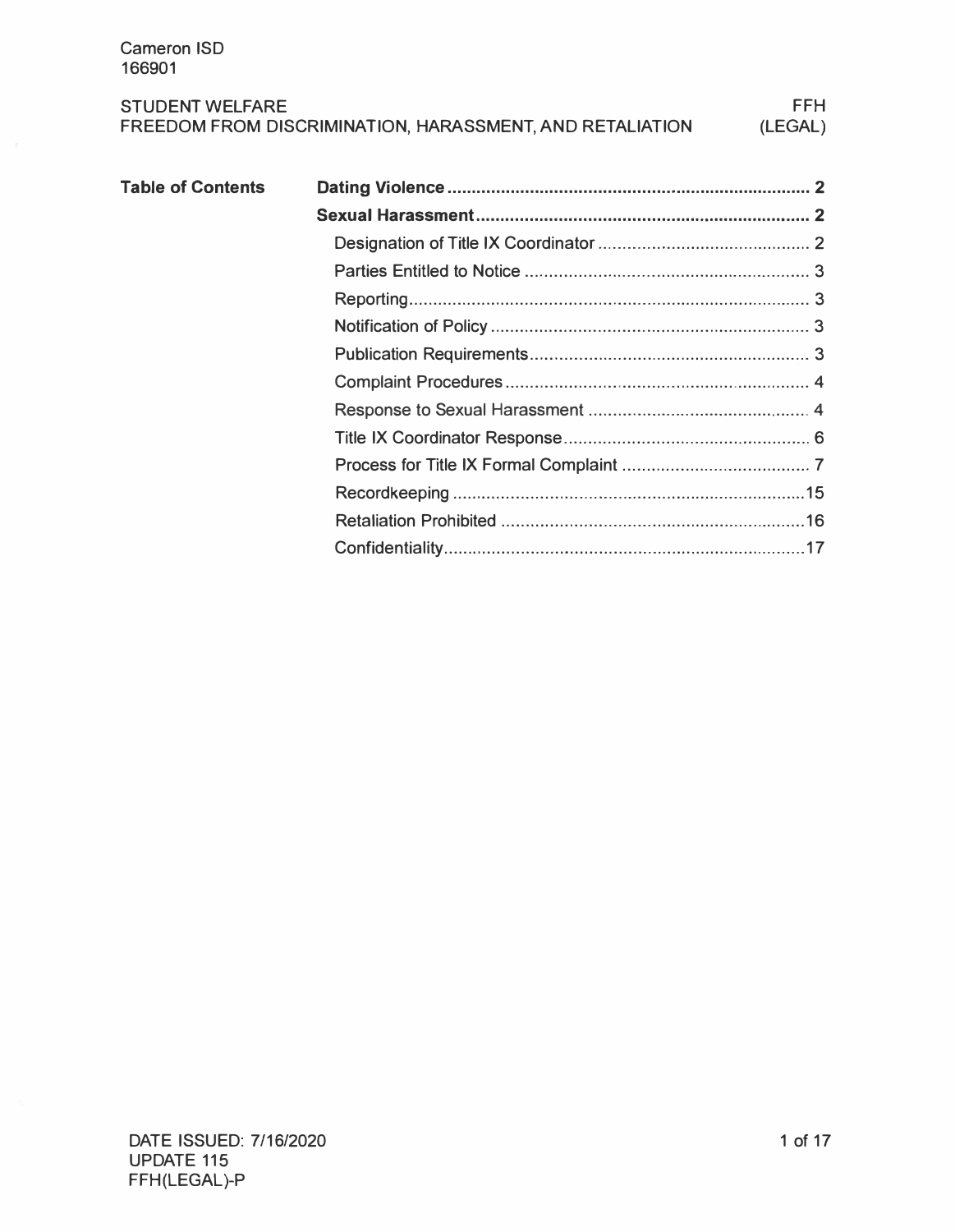Cameron ISD
166901

STUDENT WELFARE
FREEDOM FROM DISCRIMINATION, HARASSMENT, AND RETALIATION

FFH
(LEGAL)

## Table of Contents

| Section | Page |
|---|---|
| **Dating Violence** | **2** |
| **Sexual Harassment** | **2** |
| Designation of Title IX Coordinator | 2 |
| Parties Entitled to Notice | 3 |
| Reporting | 3 |
| Notification of Policy | 3 |
| Publication Requirements | 3 |
| Complaint Procedures | 4 |
| Response to Sexual Harassment | 4 |
| Title IX Coordinator Response | 6 |
| Process for Title IX Formal Complaint | 7 |
| Recordkeeping | 15 |
| Retaliation Prohibited | 16 |
| Confidentiality | 17 |

DATE ISSUED: 7/16/2020
UPDATE 115
FFH(LEGAL)-P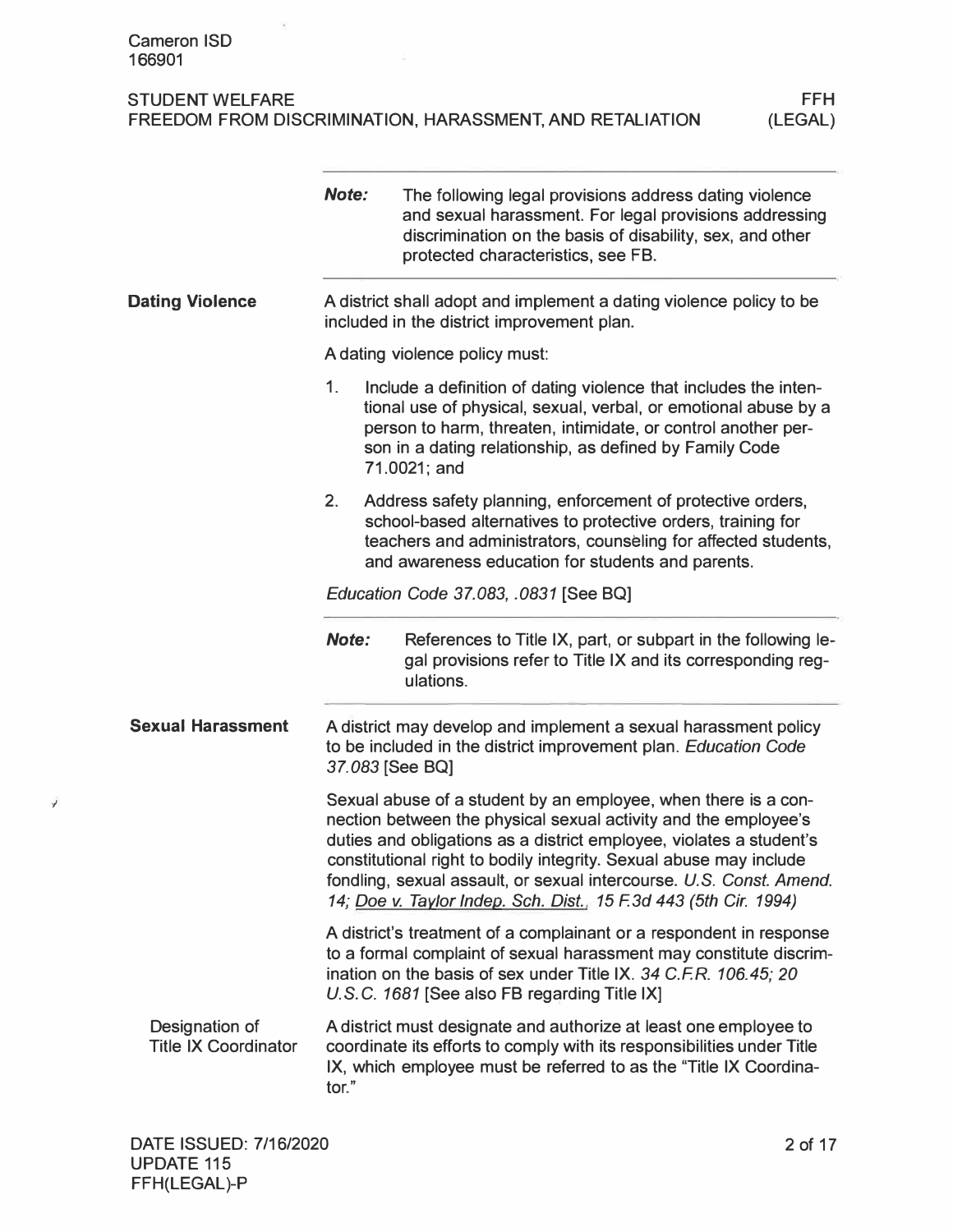**Note:** The following legal provisions address dating violence and sexual harassment. For legal provisions addressing discrimination on the basis of disability, sex, and other protected characteristics, see FB.

## Dating Violence

A district shall adopt and implement a dating violence policy to be included in the district improvement plan.

A dating violence policy must:

1. Include a definition of dating violence that includes the intentional use of physical, sexual, verbal, or emotional abuse by a person to harm, threaten, intimidate, or control another person in a dating relationship, as defined by Family Code 71.0021; and
2. Address safety planning, enforcement of protective orders, school-based alternatives to protective orders, training for teachers and administrators, counseling for affected students, and awareness education for students and parents.

*Education Code 37.083, .0831* [See BQ]

**Note:** References to Title IX, part, or subpart in the following legal provisions refer to Title IX and its corresponding regulations.

## Sexual Harassment

A district may develop and implement a sexual harassment policy to be included in the district improvement plan. *Education Code 37.083* [See BQ]

Sexual abuse of a student by an employee, when there is a connection between the physical sexual activity and the employee's duties and obligations as a district employee, violates a student's constitutional right to bodily integrity. Sexual abuse may include fondling, sexual assault, or sexual intercourse. *U.S. Const. Amend. 14; Doe v. Taylor Indep. Sch. Dist., 15 F.3d 443 (5th Cir. 1994)*

A district's treatment of a complainant or a respondent in response to a formal complaint of sexual harassment may constitute discrimination on the basis of sex under Title IX. *34 C.F.R. 106.45; 20 U.S.C. 1681* [See also FB regarding Title IX]

### Designation of Title IX Coordinator

A district must designate and authorize at least one employee to coordinate its efforts to comply with its responsibilities under Title IX, which employee must be referred to as the "Title IX Coordinator."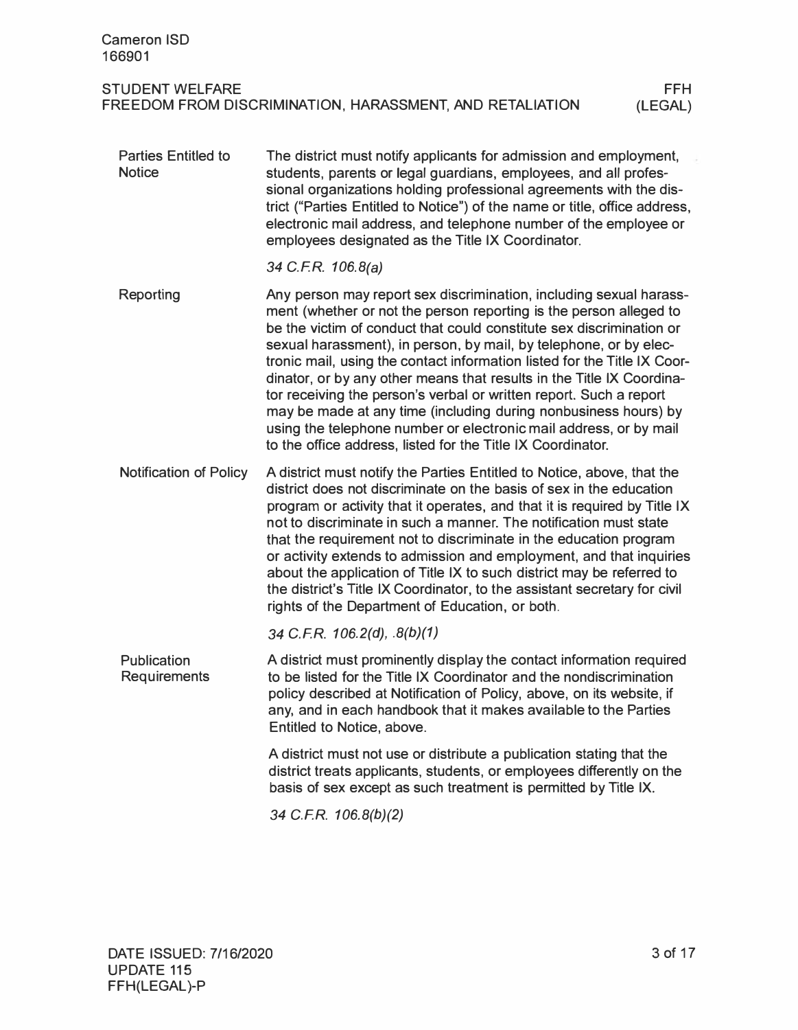### Parties Entitled to Notice

The district must notify applicants for admission and employment, students, parents or legal guardians, employees, and all professional organizations holding professional agreements with the district ("Parties Entitled to Notice") of the name or title, office address, electronic mail address, and telephone number of the employee or employees designated as the Title IX Coordinator.

*34 C.F.R. 106.8(a)*

### Reporting

Any person may report sex discrimination, including sexual harassment (whether or not the person reporting is the person alleged to be the victim of conduct that could constitute sex discrimination or sexual harassment), in person, by mail, by telephone, or by electronic mail, using the contact information listed for the Title IX Coordinator, or by any other means that results in the Title IX Coordinator receiving the person's verbal or written report. Such a report may be made at any time (including during nonbusiness hours) by using the telephone number or electronic mail address, or by mail to the office address, listed for the Title IX Coordinator.

### Notification of Policy

A district must notify the Parties Entitled to Notice, above, that the district does not discriminate on the basis of sex in the education program or activity that it operates, and that it is required by Title IX not to discriminate in such a manner. The notification must state that the requirement not to discriminate in the education program or activity extends to admission and employment, and that inquiries about the application of Title IX to such district may be referred to the district's Title IX Coordinator, to the assistant secretary for civil rights of the Department of Education, or both.

*34 C.F.R. 106.2(d), .8(b)(1)*

### Publication Requirements

A district must prominently display the contact information required to be listed for the Title IX Coordinator and the nondiscrimination policy described at Notification of Policy, above, on its website, if any, and in each handbook that it makes available to the Parties Entitled to Notice, above.

A district must not use or distribute a publication stating that the district treats applicants, students, or employees differently on the basis of sex except as such treatment is permitted by Title IX.

*34 C.F.R. 106.8(b)(2)*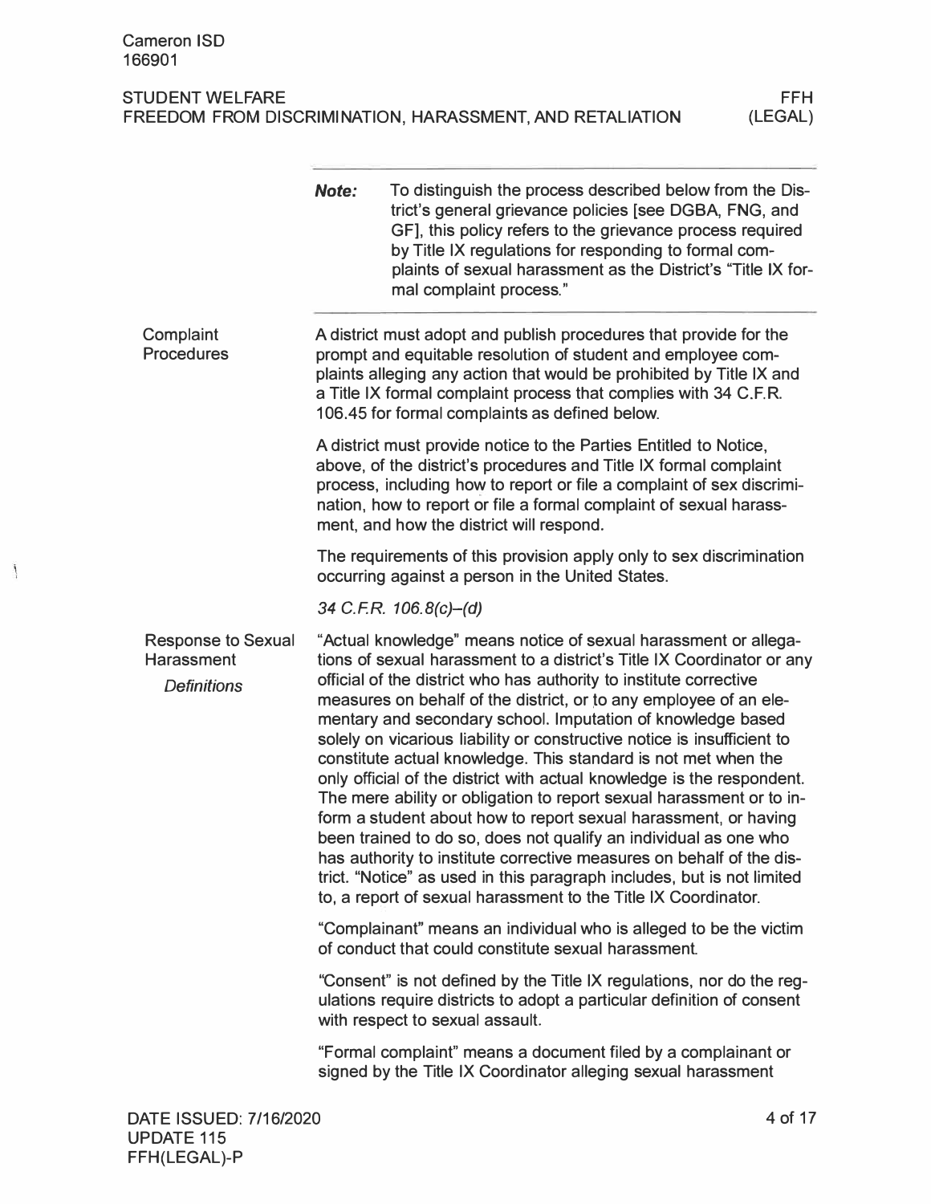**Note:** To distinguish the process described below from the District's general grievance policies [see DGBA, FNG, and GF], this policy refers to the grievance process required by Title IX regulations for responding to formal complaints of sexual harassment as the District's "Title IX formal complaint process."

## Complaint Procedures

A district must adopt and publish procedures that provide for the prompt and equitable resolution of student and employee complaints alleging any action that would be prohibited by Title IX and a Title IX formal complaint process that complies with 34 C.F.R. 106.45 for formal complaints as defined below.

A district must provide notice to the Parties Entitled to Notice, above, of the district's procedures and Title IX formal complaint process, including how to report or file a complaint of sex discrimination, how to report or file a formal complaint of sexual harassment, and how the district will respond.

The requirements of this provision apply only to sex discrimination occurring against a person in the United States.

*34 C.F.R. 106.8(c)–(d)*

## Response to Sexual Harassment

### *Definitions*

"Actual knowledge" means notice of sexual harassment or allegations of sexual harassment to a district's Title IX Coordinator or any official of the district who has authority to institute corrective measures on behalf of the district, or to any employee of an elementary and secondary school. Imputation of knowledge based solely on vicarious liability or constructive notice is insufficient to constitute actual knowledge. This standard is not met when the only official of the district with actual knowledge is the respondent. The mere ability or obligation to report sexual harassment or to inform a student about how to report sexual harassment, or having been trained to do so, does not qualify an individual as one who has authority to institute corrective measures on behalf of the district. "Notice" as used in this paragraph includes, but is not limited to, a report of sexual harassment to the Title IX Coordinator.

"Complainant" means an individual who is alleged to be the victim of conduct that could constitute sexual harassment.

"Consent" is not defined by the Title IX regulations, nor do the regulations require districts to adopt a particular definition of consent with respect to sexual assault.

"Formal complaint" means a document filed by a complainant or signed by the Title IX Coordinator alleging sexual harassment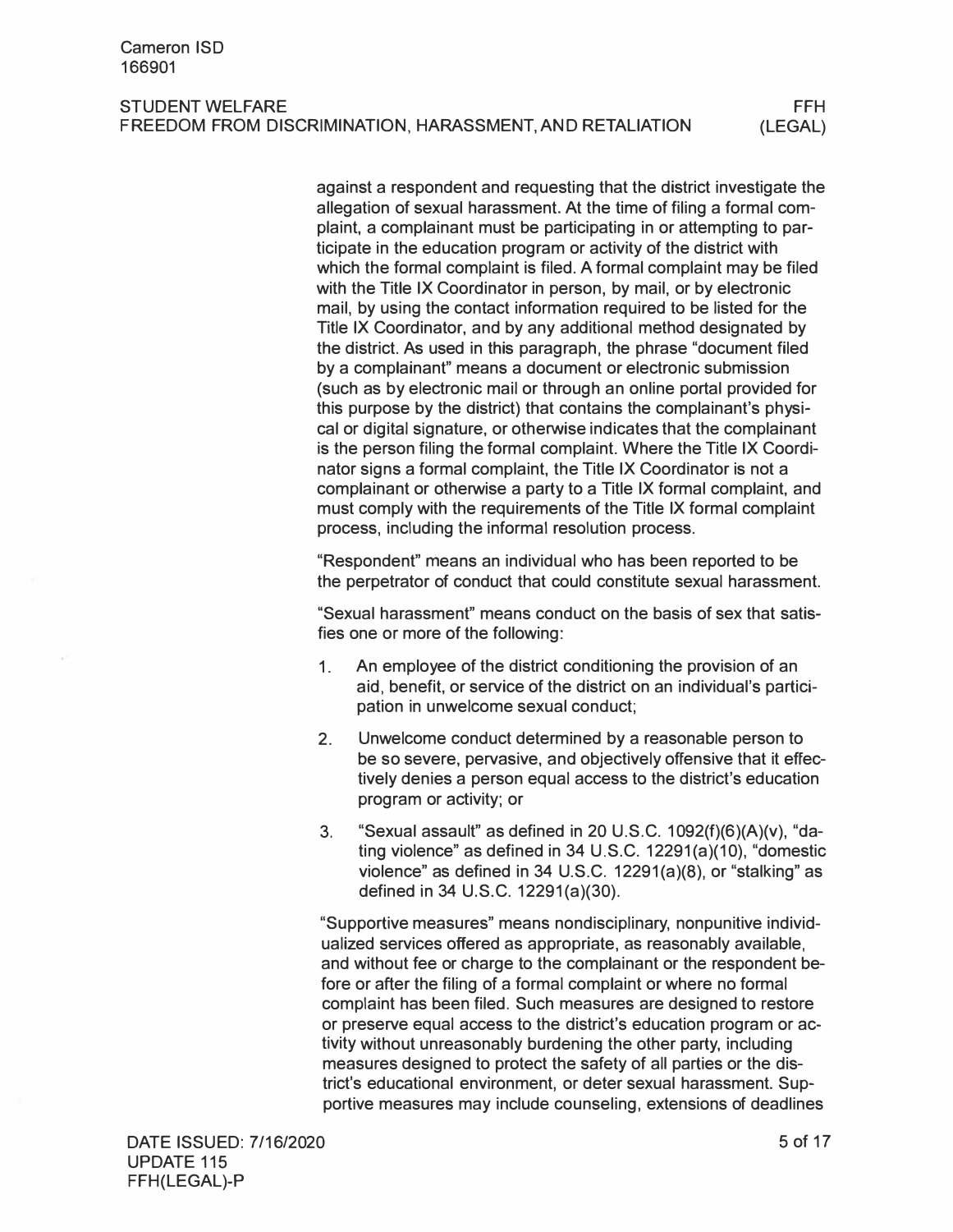against a respondent and requesting that the district investigate the allegation of sexual harassment. At the time of filing a formal complaint, a complainant must be participating in or attempting to participate in the education program or activity of the district with which the formal complaint is filed. A formal complaint may be filed with the Title IX Coordinator in person, by mail, or by electronic mail, by using the contact information required to be listed for the Title IX Coordinator, and by any additional method designated by the district. As used in this paragraph, the phrase "document filed by a complainant" means a document or electronic submission (such as by electronic mail or through an online portal provided for this purpose by the district) that contains the complainant's physical or digital signature, or otherwise indicates that the complainant is the person filing the formal complaint. Where the Title IX Coordinator signs a formal complaint, the Title IX Coordinator is not a complainant or otherwise a party to a Title IX formal complaint, and must comply with the requirements of the Title IX formal complaint process, including the informal resolution process.

"Respondent" means an individual who has been reported to be the perpetrator of conduct that could constitute sexual harassment.

"Sexual harassment" means conduct on the basis of sex that satisfies one or more of the following:

1. An employee of the district conditioning the provision of an aid, benefit, or service of the district on an individual's participation in unwelcome sexual conduct;
2. Unwelcome conduct determined by a reasonable person to be so severe, pervasive, and objectively offensive that it effectively denies a person equal access to the district's education program or activity; or
3. "Sexual assault" as defined in 20 U.S.C. 1092(f)(6)(A)(v), "dating violence" as defined in 34 U.S.C. 12291(a)(10), "domestic violence" as defined in 34 U.S.C. 12291(a)(8), or "stalking" as defined in 34 U.S.C. 12291(a)(30).

"Supportive measures" means nondisciplinary, nonpunitive individualized services offered as appropriate, as reasonably available, and without fee or charge to the complainant or the respondent before or after the filing of a formal complaint or where no formal complaint has been filed. Such measures are designed to restore or preserve equal access to the district's education program or activity without unreasonably burdening the other party, including measures designed to protect the safety of all parties or the district's educational environment, or deter sexual harassment. Supportive measures may include counseling, extensions of deadlines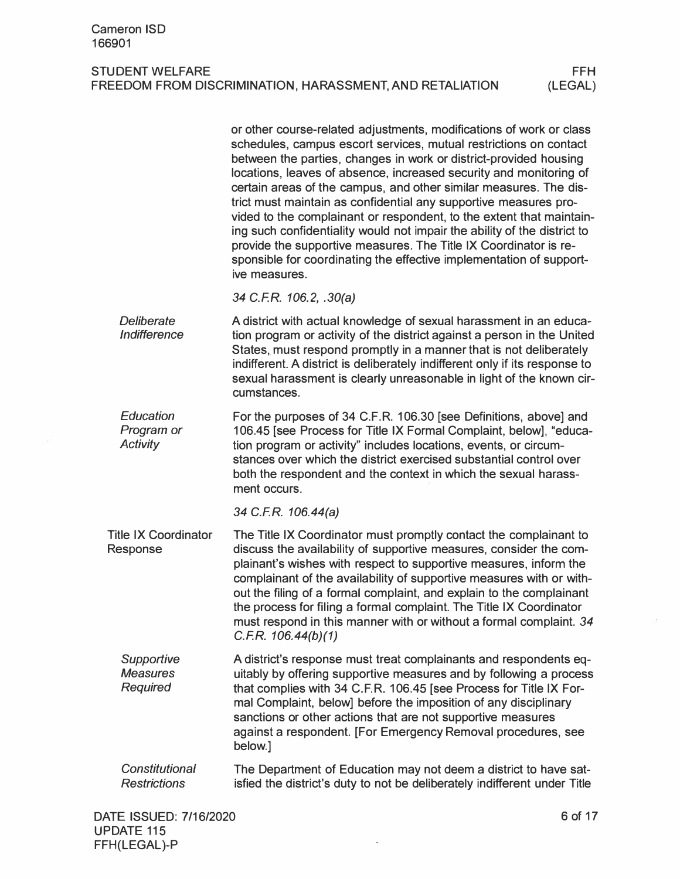or other course-related adjustments, modifications of work or class schedules, campus escort services, mutual restrictions on contact between the parties, changes in work or district-provided housing locations, leaves of absence, increased security and monitoring of certain areas of the campus, and other similar measures. The district must maintain as confidential any supportive measures provided to the complainant or respondent, to the extent that maintaining such confidentiality would not impair the ability of the district to provide the supportive measures. The Title IX Coordinator is responsible for coordinating the effective implementation of supportive measures.

*34 C.F.R. 106.2, .30(a)*

#### *Deliberate Indifference*

A district with actual knowledge of sexual harassment in an education program or activity of the district against a person in the United States, must respond promptly in a manner that is not deliberately indifferent. A district is deliberately indifferent only if its response to sexual harassment is clearly unreasonable in light of the known circumstances.

#### *Education Program or Activity*

For the purposes of 34 C.F.R. 106.30 [see Definitions, above] and 106.45 [see Process for Title IX Formal Complaint, below], "education program or activity" includes locations, events, or circumstances over which the district exercised substantial control over both the respondent and the context in which the sexual harassment occurs.

*34 C.F.R. 106.44(a)*

### Title IX Coordinator Response

The Title IX Coordinator must promptly contact the complainant to discuss the availability of supportive measures, consider the complainant's wishes with respect to supportive measures, inform the complainant of the availability of supportive measures with or without the filing of a formal complaint, and explain to the complainant the process for filing a formal complaint. The Title IX Coordinator must respond in this manner with or without a formal complaint. *34 C.F.R. 106.44(b)(1)*

#### *Supportive Measures Required*

A district's response must treat complainants and respondents equitably by offering supportive measures and by following a process that complies with 34 C.F.R. 106.45 [see Process for Title IX Formal Complaint, below] before the imposition of any disciplinary sanctions or other actions that are not supportive measures against a respondent. [For Emergency Removal procedures, see below.]

#### *Constitutional Restrictions*

The Department of Education may not deem a district to have satisfied the district's duty to not be deliberately indifferent under Title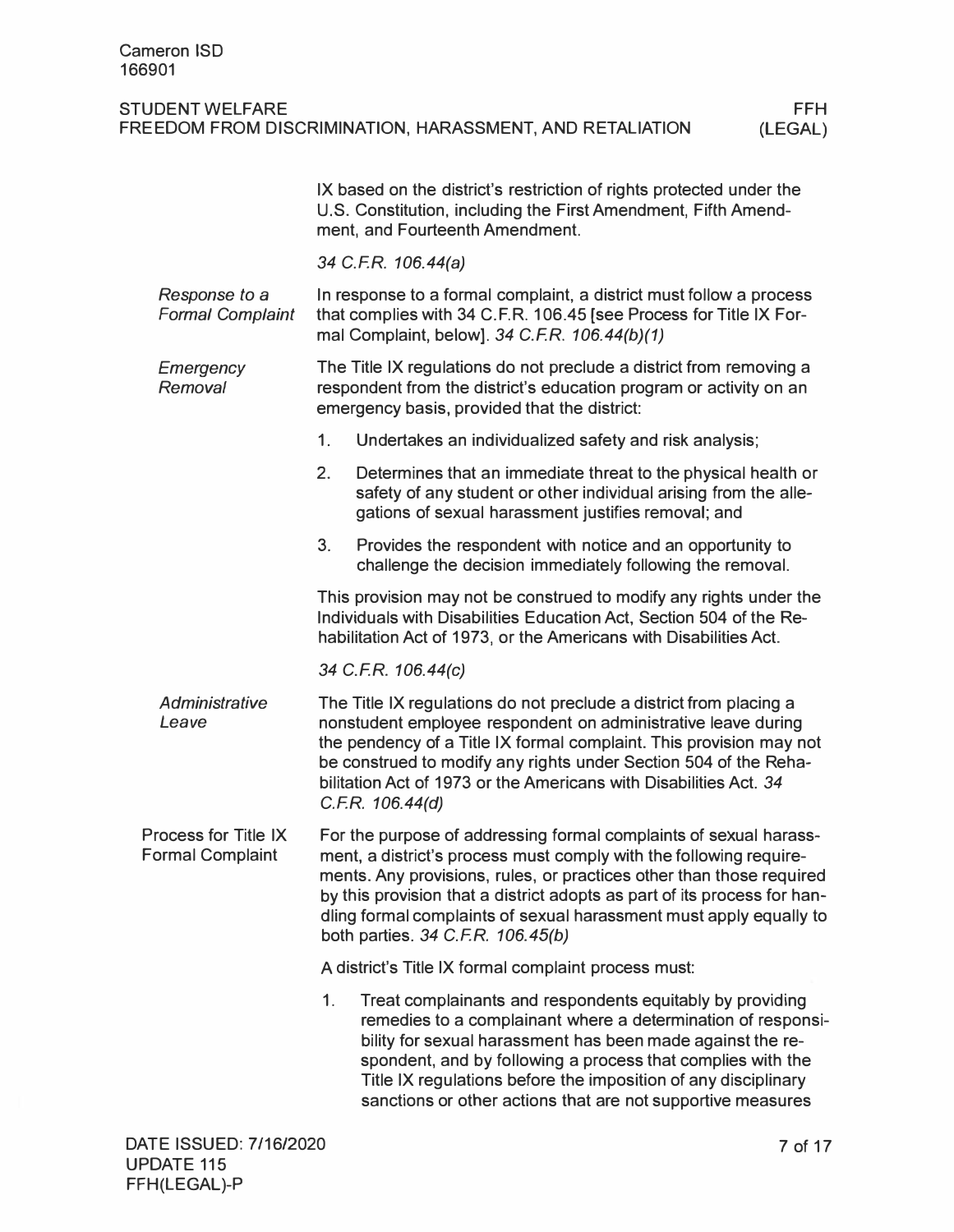IX based on the district's restriction of rights protected under the U.S. Constitution, including the First Amendment, Fifth Amendment, and Fourteenth Amendment.

*34 C.F.R. 106.44(a)*

*Response to a Formal Complaint*

In response to a formal complaint, a district must follow a process that complies with 34 C.F.R. 106.45 [see Process for Title IX Formal Complaint, below]. *34 C.F.R. 106.44(b)(1)*

*Emergency Removal*

The Title IX regulations do not preclude a district from removing a respondent from the district's education program or activity on an emergency basis, provided that the district:

1. Undertakes an individualized safety and risk analysis;
2. Determines that an immediate threat to the physical health or safety of any student or other individual arising from the allegations of sexual harassment justifies removal; and
3. Provides the respondent with notice and an opportunity to challenge the decision immediately following the removal.

This provision may not be construed to modify any rights under the Individuals with Disabilities Education Act, Section 504 of the Rehabilitation Act of 1973, or the Americans with Disabilities Act.

*34 C.F.R. 106.44(c)*

*Administrative Leave*

The Title IX regulations do not preclude a district from placing a nonstudent employee respondent on administrative leave during the pendency of a Title IX formal complaint. This provision may not be construed to modify any rights under Section 504 of the Rehabilitation Act of 1973 or the Americans with Disabilities Act. *34 C.F.R. 106.44(d)*

## Process for Title IX Formal Complaint

For the purpose of addressing formal complaints of sexual harassment, a district's process must comply with the following requirements. Any provisions, rules, or practices other than those required by this provision that a district adopts as part of its process for handling formal complaints of sexual harassment must apply equally to both parties. *34 C.F.R. 106.45(b)*

A district's Title IX formal complaint process must:

1. Treat complainants and respondents equitably by providing remedies to a complainant where a determination of responsibility for sexual harassment has been made against the respondent, and by following a process that complies with the Title IX regulations before the imposition of any disciplinary sanctions or other actions that are not supportive measures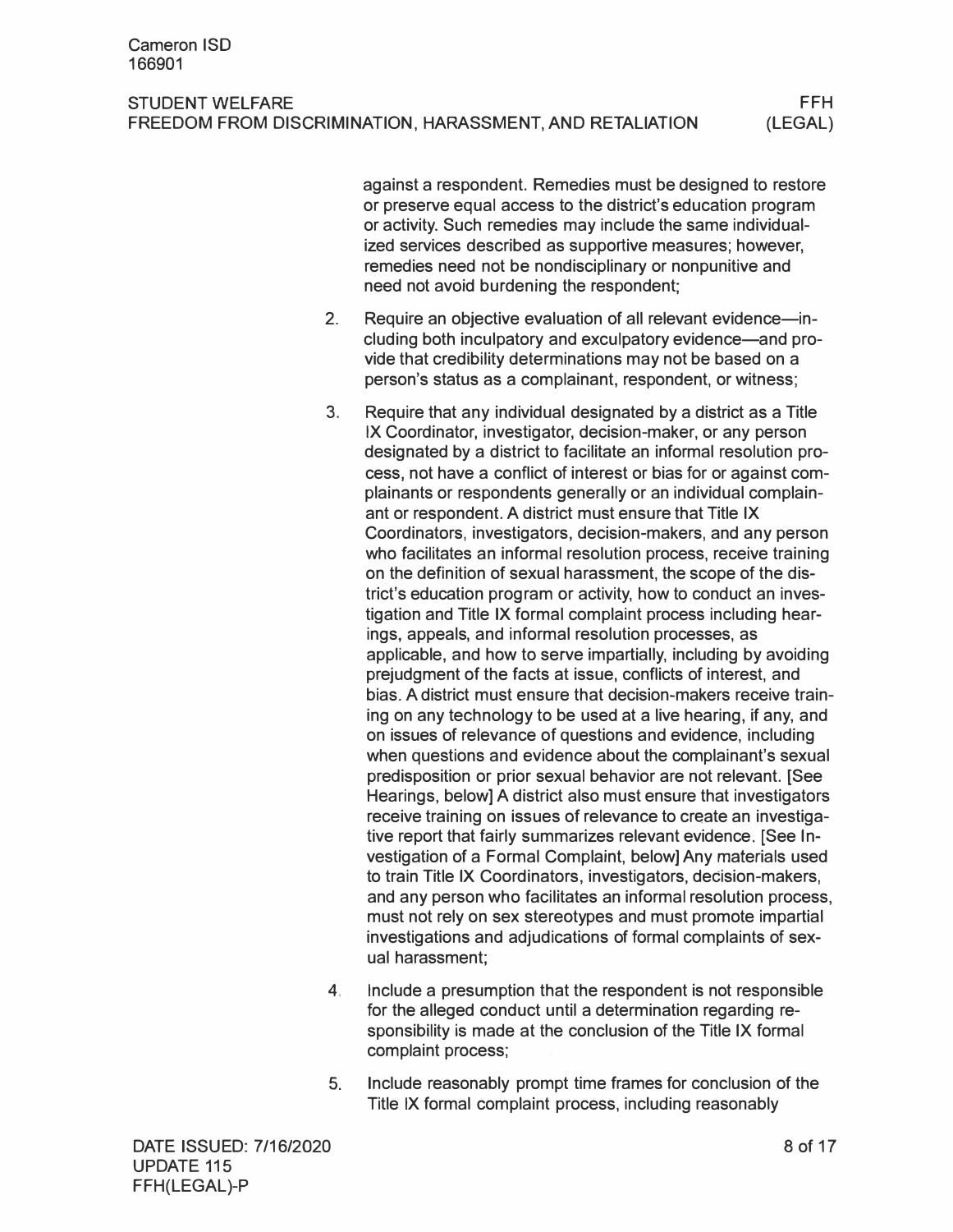against a respondent. Remedies must be designed to restore or preserve equal access to the district's education program or activity. Such remedies may include the same individualized services described as supportive measures; however, remedies need not be nondisciplinary or nonpunitive and need not avoid burdening the respondent;

2. Require an objective evaluation of all relevant evidence—including both inculpatory and exculpatory evidence—and provide that credibility determinations may not be based on a person's status as a complainant, respondent, or witness;
3. Require that any individual designated by a district as a Title IX Coordinator, investigator, decision-maker, or any person designated by a district to facilitate an informal resolution process, not have a conflict of interest or bias for or against complainants or respondents generally or an individual complainant or respondent. A district must ensure that Title IX Coordinators, investigators, decision-makers, and any person who facilitates an informal resolution process, receive training on the definition of sexual harassment, the scope of the district's education program or activity, how to conduct an investigation and Title IX formal complaint process including hearings, appeals, and informal resolution processes, as applicable, and how to serve impartially, including by avoiding prejudgment of the facts at issue, conflicts of interest, and bias. A district must ensure that decision-makers receive training on any technology to be used at a live hearing, if any, and on issues of relevance of questions and evidence, including when questions and evidence about the complainant's sexual predisposition or prior sexual behavior are not relevant. [See Hearings, below] A district also must ensure that investigators receive training on issues of relevance to create an investigative report that fairly summarizes relevant evidence. [See Investigation of a Formal Complaint, below] Any materials used to train Title IX Coordinators, investigators, decision-makers, and any person who facilitates an informal resolution process, must not rely on sex stereotypes and must promote impartial investigations and adjudications of formal complaints of sexual harassment;
4. Include a presumption that the respondent is not responsible for the alleged conduct until a determination regarding responsibility is made at the conclusion of the Title IX formal complaint process;
5. Include reasonably prompt time frames for conclusion of the Title IX formal complaint process, including reasonably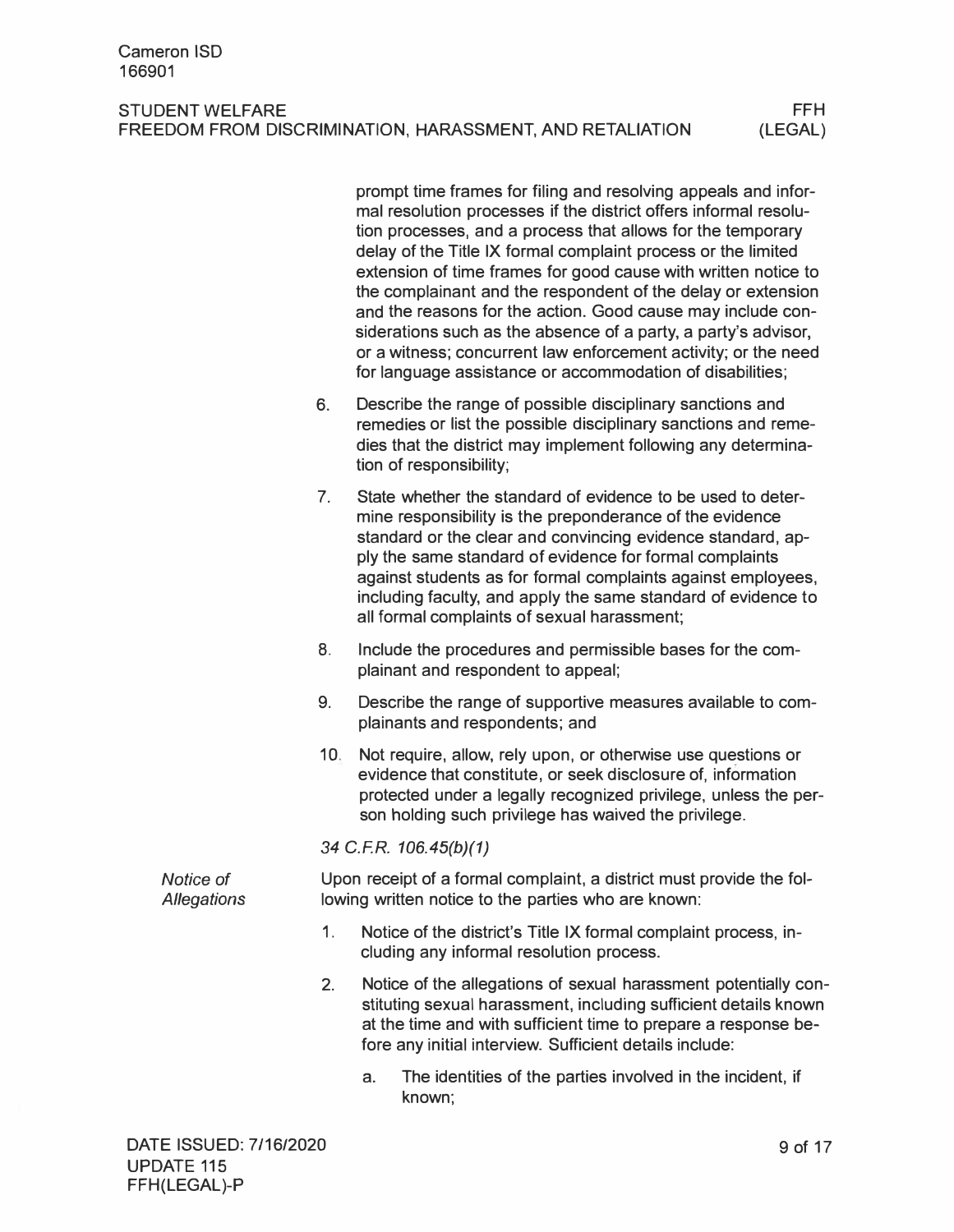prompt time frames for filing and resolving appeals and informal resolution processes if the district offers informal resolution processes, and a process that allows for the temporary delay of the Title IX formal complaint process or the limited extension of time frames for good cause with written notice to the complainant and the respondent of the delay or extension and the reasons for the action. Good cause may include considerations such as the absence of a party, a party's advisor, or a witness; concurrent law enforcement activity; or the need for language assistance or accommodation of disabilities;

6. Describe the range of possible disciplinary sanctions and remedies or list the possible disciplinary sanctions and remedies that the district may implement following any determination of responsibility;
7. State whether the standard of evidence to be used to determine responsibility is the preponderance of the evidence standard or the clear and convincing evidence standard, apply the same standard of evidence for formal complaints against students as for formal complaints against employees, including faculty, and apply the same standard of evidence to all formal complaints of sexual harassment;
8. Include the procedures and permissible bases for the complainant and respondent to appeal;
9. Describe the range of supportive measures available to complainants and respondents; and
10. Not require, allow, rely upon, or otherwise use questions or evidence that constitute, or seek disclosure of, information protected under a legally recognized privilege, unless the person holding such privilege has waived the privilege.

*34 C.F.R. 106.45(b)(1)*

*Notice of Allegations*

Upon receipt of a formal complaint, a district must provide the following written notice to the parties who are known:

1. Notice of the district's Title IX formal complaint process, including any informal resolution process.
2. Notice of the allegations of sexual harassment potentially constituting sexual harassment, including sufficient details known at the time and with sufficient time to prepare a response before any initial interview. Sufficient details include:
   a. The identities of the parties involved in the incident, if known;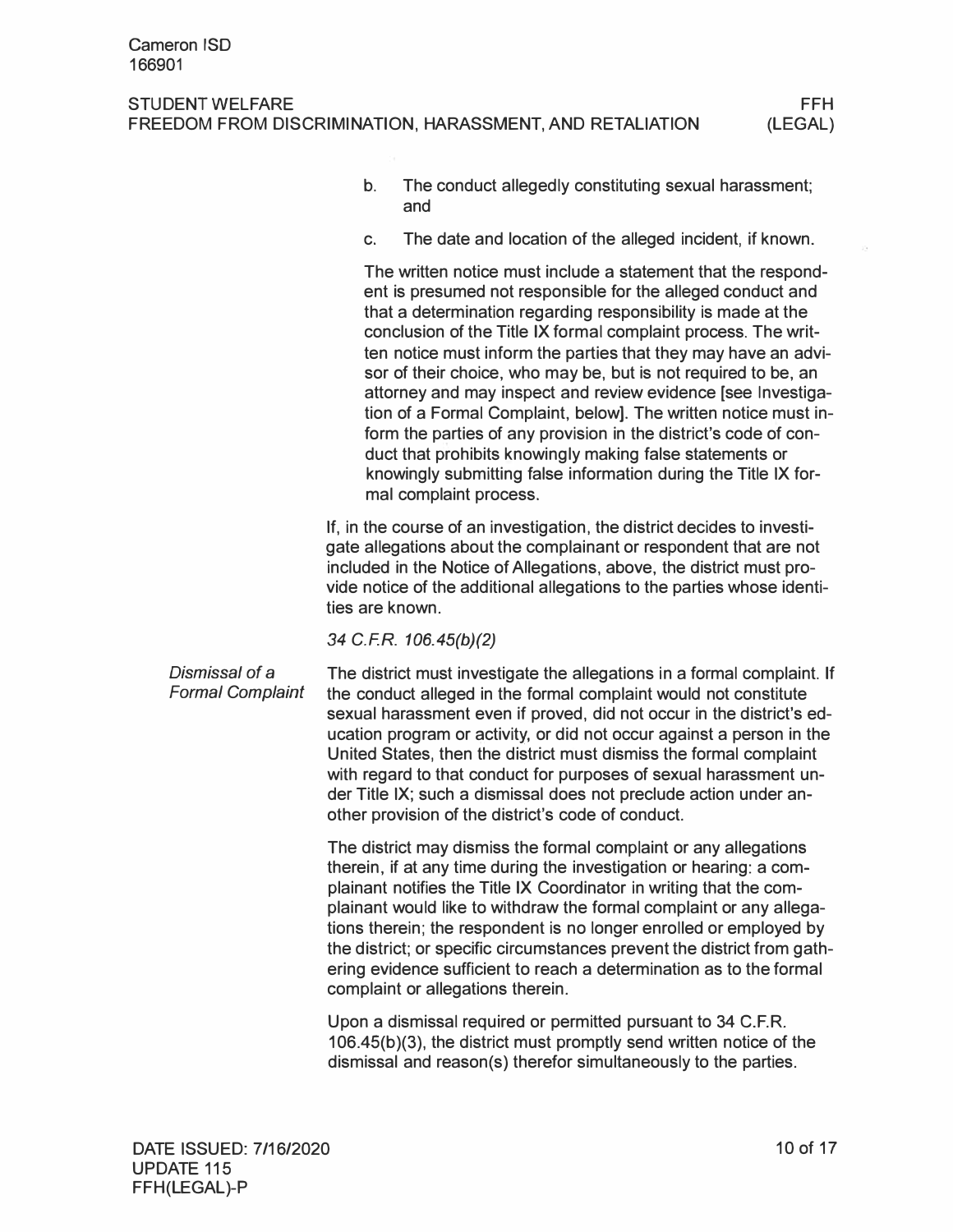b. The conduct allegedly constituting sexual harassment; and

c. The date and location of the alleged incident, if known.

The written notice must include a statement that the respondent is presumed not responsible for the alleged conduct and that a determination regarding responsibility is made at the conclusion of the Title IX formal complaint process. The written notice must inform the parties that they may have an advisor of their choice, who may be, but is not required to be, an attorney and may inspect and review evidence [see Investigation of a Formal Complaint, below]. The written notice must inform the parties of any provision in the district's code of conduct that prohibits knowingly making false statements or knowingly submitting false information during the Title IX formal complaint process.

If, in the course of an investigation, the district decides to investigate allegations about the complainant or respondent that are not included in the Notice of Allegations, above, the district must provide notice of the additional allegations to the parties whose identities are known.

*34 C.F.R. 106.45(b)(2)*

*Dismissal of a Formal Complaint*

The district must investigate the allegations in a formal complaint. If the conduct alleged in the formal complaint would not constitute sexual harassment even if proved, did not occur in the district's education program or activity, or did not occur against a person in the United States, then the district must dismiss the formal complaint with regard to that conduct for purposes of sexual harassment under Title IX; such a dismissal does not preclude action under another provision of the district's code of conduct.

The district may dismiss the formal complaint or any allegations therein, if at any time during the investigation or hearing: a complainant notifies the Title IX Coordinator in writing that the complainant would like to withdraw the formal complaint or any allegations therein; the respondent is no longer enrolled or employed by the district; or specific circumstances prevent the district from gathering evidence sufficient to reach a determination as to the formal complaint or allegations therein.

Upon a dismissal required or permitted pursuant to 34 C.F.R. 106.45(b)(3), the district must promptly send written notice of the dismissal and reason(s) therefor simultaneously to the parties.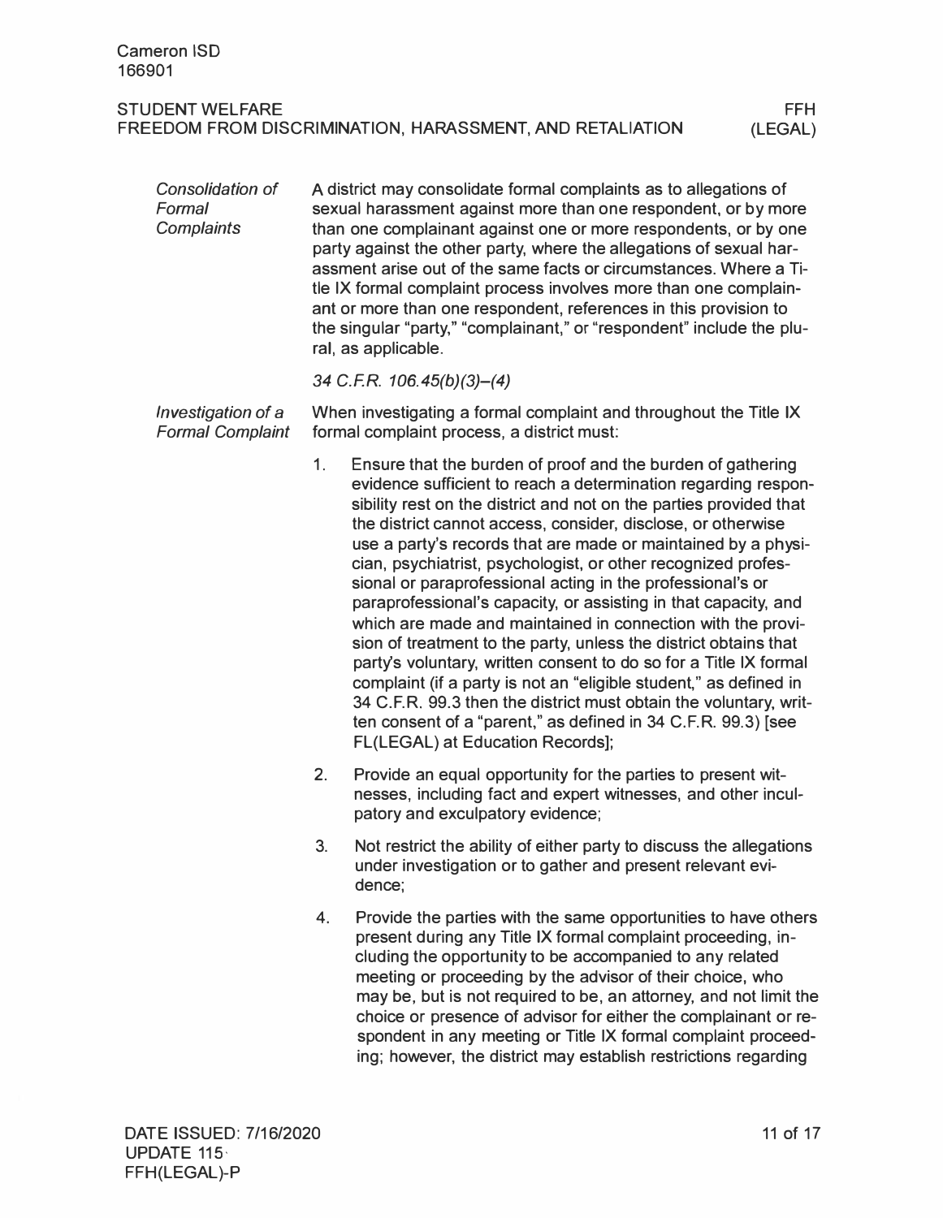## Consolidation of Formal Complaints

A district may consolidate formal complaints as to allegations of sexual harassment against more than one respondent, or by more than one complainant against one or more respondents, or by one party against the other party, where the allegations of sexual harassment arise out of the same facts or circumstances. Where a Title IX formal complaint process involves more than one complainant or more than one respondent, references in this provision to the singular "party," "complainant," or "respondent" include the plural, as applicable.

*34 C.F.R. 106.45(b)(3)–(4)*

## Investigation of a Formal Complaint

When investigating a formal complaint and throughout the Title IX formal complaint process, a district must:

1. Ensure that the burden of proof and the burden of gathering evidence sufficient to reach a determination regarding responsibility rest on the district and not on the parties provided that the district cannot access, consider, disclose, or otherwise use a party's records that are made or maintained by a physician, psychiatrist, psychologist, or other recognized professional or paraprofessional acting in the professional's or paraprofessional's capacity, or assisting in that capacity, and which are made and maintained in connection with the provision of treatment to the party, unless the district obtains that party's voluntary, written consent to do so for a Title IX formal complaint (if a party is not an "eligible student," as defined in 34 C.F.R. 99.3 then the district must obtain the voluntary, written consent of a "parent," as defined in 34 C.F.R. 99.3) [see FL(LEGAL) at Education Records];
2. Provide an equal opportunity for the parties to present witnesses, including fact and expert witnesses, and other inculpatory and exculpatory evidence;
3. Not restrict the ability of either party to discuss the allegations under investigation or to gather and present relevant evidence;
4. Provide the parties with the same opportunities to have others present during any Title IX formal complaint proceeding, including the opportunity to be accompanied to any related meeting or proceeding by the advisor of their choice, who may be, but is not required to be, an attorney, and not limit the choice or presence of advisor for either the complainant or respondent in any meeting or Title IX formal complaint proceeding; however, the district may establish restrictions regarding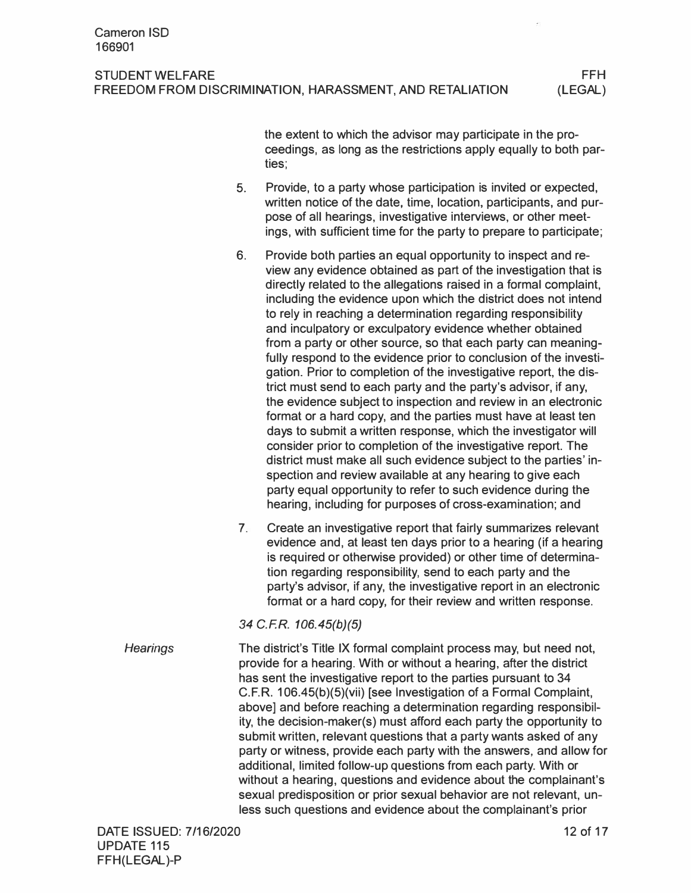the extent to which the advisor may participate in the proceedings, as long as the restrictions apply equally to both parties;

5. Provide, to a party whose participation is invited or expected, written notice of the date, time, location, participants, and purpose of all hearings, investigative interviews, or other meetings, with sufficient time for the party to prepare to participate;

6. Provide both parties an equal opportunity to inspect and review any evidence obtained as part of the investigation that is directly related to the allegations raised in a formal complaint, including the evidence upon which the district does not intend to rely in reaching a determination regarding responsibility and inculpatory or exculpatory evidence whether obtained from a party or other source, so that each party can meaningfully respond to the evidence prior to conclusion of the investigation. Prior to completion of the investigative report, the district must send to each party and the party's advisor, if any, the evidence subject to inspection and review in an electronic format or a hard copy, and the parties must have at least ten days to submit a written response, which the investigator will consider prior to completion of the investigative report. The district must make all such evidence subject to the parties' inspection and review available at any hearing to give each party equal opportunity to refer to such evidence during the hearing, including for purposes of cross-examination; and

7. Create an investigative report that fairly summarizes relevant evidence and, at least ten days prior to a hearing (if a hearing is required or otherwise provided) or other time of determination regarding responsibility, send to each party and the party's advisor, if any, the investigative report in an electronic format or a hard copy, for their review and written response.

*34 C.F.R. 106.45(b)(5)*

*Hearings*

The district's Title IX formal complaint process may, but need not, provide for a hearing. With or without a hearing, after the district has sent the investigative report to the parties pursuant to 34 C.F.R. 106.45(b)(5)(vii) [see Investigation of a Formal Complaint, above] and before reaching a determination regarding responsibility, the decision-maker(s) must afford each party the opportunity to submit written, relevant questions that a party wants asked of any party or witness, provide each party with the answers, and allow for additional, limited follow-up questions from each party. With or without a hearing, questions and evidence about the complainant's sexual predisposition or prior sexual behavior are not relevant, unless such questions and evidence about the complainant's prior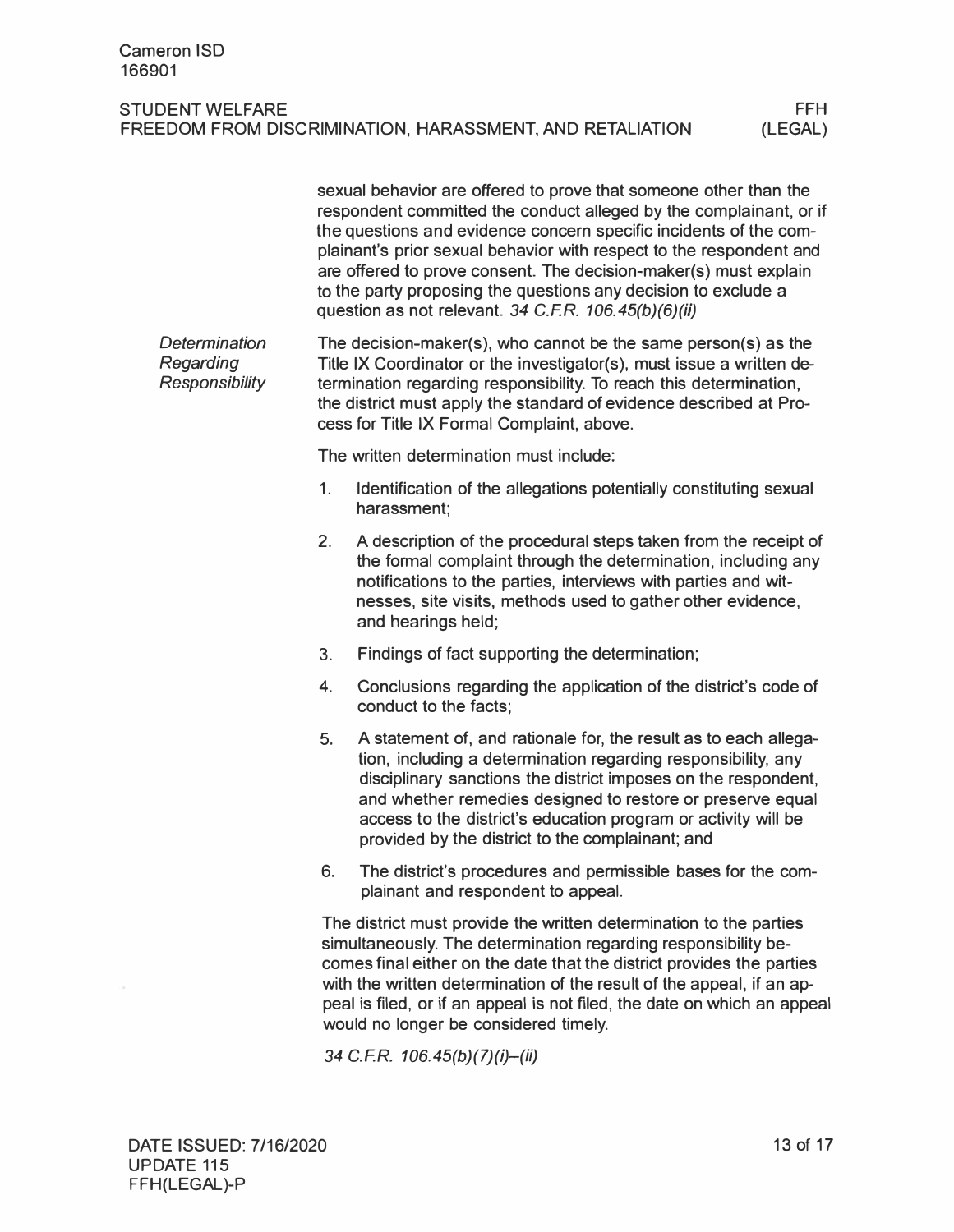sexual behavior are offered to prove that someone other than the respondent committed the conduct alleged by the complainant, or if the questions and evidence concern specific incidents of the complainant's prior sexual behavior with respect to the respondent and are offered to prove consent. The decision-maker(s) must explain to the party proposing the questions any decision to exclude a question as not relevant. *34 C.F.R. 106.45(b)(6)(ii)*

### *Determination Regarding Responsibility*

The decision-maker(s), who cannot be the same person(s) as the Title IX Coordinator or the investigator(s), must issue a written determination regarding responsibility. To reach this determination, the district must apply the standard of evidence described at Process for Title IX Formal Complaint, above.

The written determination must include:

1. Identification of the allegations potentially constituting sexual harassment;
2. A description of the procedural steps taken from the receipt of the formal complaint through the determination, including any notifications to the parties, interviews with parties and witnesses, site visits, methods used to gather other evidence, and hearings held;
3. Findings of fact supporting the determination;
4. Conclusions regarding the application of the district's code of conduct to the facts;
5. A statement of, and rationale for, the result as to each allegation, including a determination regarding responsibility, any disciplinary sanctions the district imposes on the respondent, and whether remedies designed to restore or preserve equal access to the district's education program or activity will be provided by the district to the complainant; and
6. The district's procedures and permissible bases for the complainant and respondent to appeal.

The district must provide the written determination to the parties simultaneously. The determination regarding responsibility becomes final either on the date that the district provides the parties with the written determination of the result of the appeal, if an appeal is filed, or if an appeal is not filed, the date on which an appeal would no longer be considered timely.

*34 C.F.R. 106.45(b)(7)(i)–(ii)*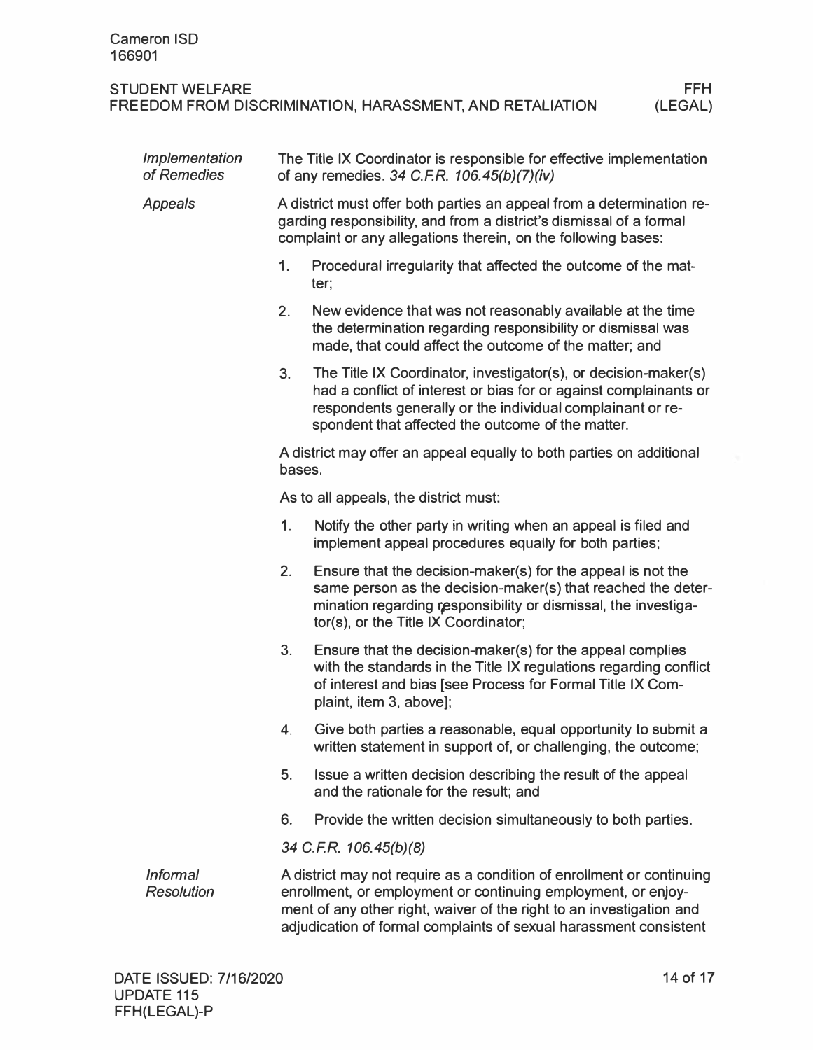*Implementation of Remedies*

The Title IX Coordinator is responsible for effective implementation of any remedies. *34 C.F.R. 106.45(b)(7)(iv)*

*Appeals*

A district must offer both parties an appeal from a determination regarding responsibility, and from a district's dismissal of a formal complaint or any allegations therein, on the following bases:

1. Procedural irregularity that affected the outcome of the matter;
2. New evidence that was not reasonably available at the time the determination regarding responsibility or dismissal was made, that could affect the outcome of the matter; and
3. The Title IX Coordinator, investigator(s), or decision-maker(s) had a conflict of interest or bias for or against complainants or respondents generally or the individual complainant or respondent that affected the outcome of the matter.

A district may offer an appeal equally to both parties on additional bases.

As to all appeals, the district must:

1. Notify the other party in writing when an appeal is filed and implement appeal procedures equally for both parties;
2. Ensure that the decision-maker(s) for the appeal is not the same person as the decision-maker(s) that reached the determination regarding responsibility or dismissal, the investigator(s), or the Title IX Coordinator;
3. Ensure that the decision-maker(s) for the appeal complies with the standards in the Title IX regulations regarding conflict of interest and bias [see Process for Formal Title IX Complaint, item 3, above];
4. Give both parties a reasonable, equal opportunity to submit a written statement in support of, or challenging, the outcome;
5. Issue a written decision describing the result of the appeal and the rationale for the result; and
6. Provide the written decision simultaneously to both parties.

*34 C.F.R. 106.45(b)(8)*

*Informal Resolution*

A district may not require as a condition of enrollment or continuing enrollment, or employment or continuing employment, or enjoyment of any other right, waiver of the right to an investigation and adjudication of formal complaints of sexual harassment consistent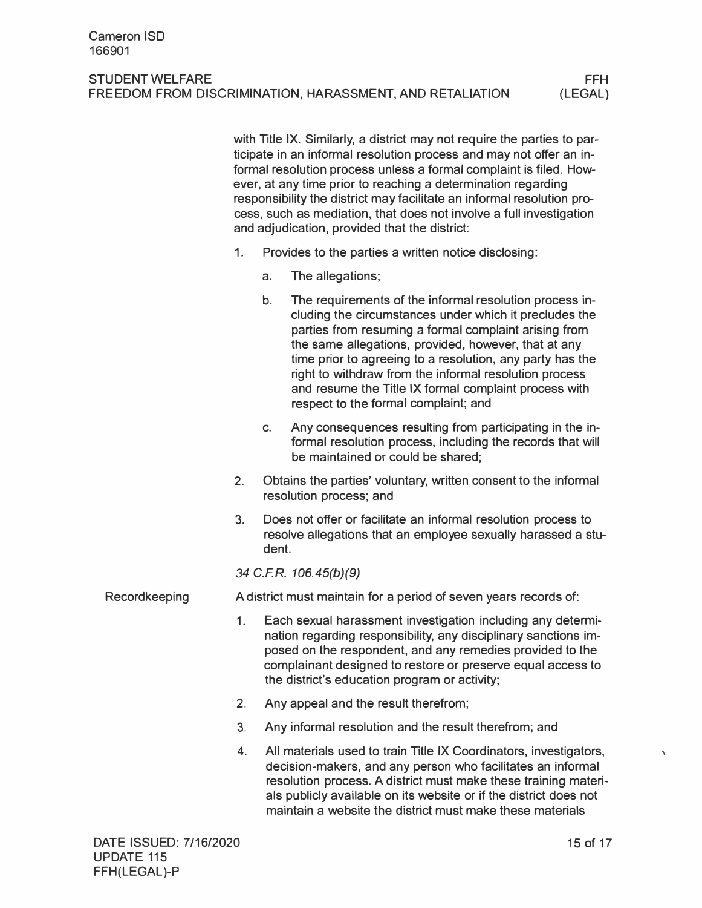with Title IX. Similarly, a district may not require the parties to participate in an informal resolution process and may not offer an informal resolution process unless a formal complaint is filed. However, at any time prior to reaching a determination regarding responsibility the district may facilitate an informal resolution process, such as mediation, that does not involve a full investigation and adjudication, provided that the district:

1. Provides to the parties a written notice disclosing:
   a. The allegations;
   b. The requirements of the informal resolution process including the circumstances under which it precludes the parties from resuming a formal complaint arising from the same allegations, provided, however, that at any time prior to agreeing to a resolution, any party has the right to withdraw from the informal resolution process and resume the Title IX formal complaint process with respect to the formal complaint; and
   c. Any consequences resulting from participating in the informal resolution process, including the records that will be maintained or could be shared;
2. Obtains the parties' voluntary, written consent to the informal resolution process; and
3. Does not offer or facilitate an informal resolution process to resolve allegations that an employee sexually harassed a student.

*34 C.F.R. 106.45(b)(9)*

## Recordkeeping

A district must maintain for a period of seven years records of:

1. Each sexual harassment investigation including any determination regarding responsibility, any disciplinary sanctions imposed on the respondent, and any remedies provided to the complainant designed to restore or preserve equal access to the district's education program or activity;
2. Any appeal and the result therefrom;
3. Any informal resolution and the result therefrom; and
4. All materials used to train Title IX Coordinators, investigators, decision-makers, and any person who facilitates an informal resolution process. A district must make these training materials publicly available on its website or if the district does not maintain a website the district must make these materials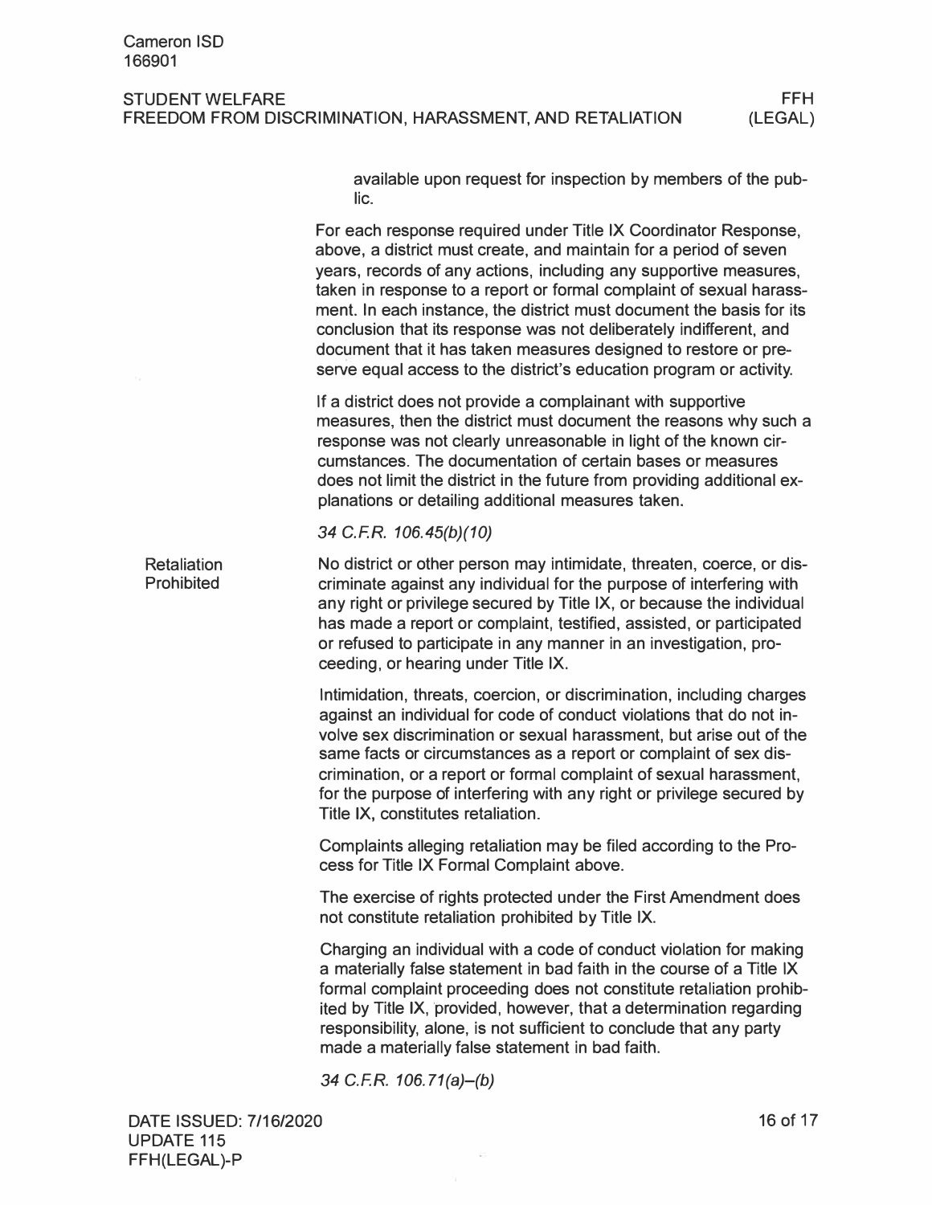available upon request for inspection by members of the public.

For each response required under Title IX Coordinator Response, above, a district must create, and maintain for a period of seven years, records of any actions, including any supportive measures, taken in response to a report or formal complaint of sexual harassment. In each instance, the district must document the basis for its conclusion that its response was not deliberately indifferent, and document that it has taken measures designed to restore or preserve equal access to the district's education program or activity.

If a district does not provide a complainant with supportive measures, then the district must document the reasons why such a response was not clearly unreasonable in light of the known circumstances. The documentation of certain bases or measures does not limit the district in the future from providing additional explanations or detailing additional measures taken.

*34 C.F.R. 106.45(b)(10)*

## Retaliation Prohibited

No district or other person may intimidate, threaten, coerce, or discriminate against any individual for the purpose of interfering with any right or privilege secured by Title IX, or because the individual has made a report or complaint, testified, assisted, or participated or refused to participate in any manner in an investigation, proceeding, or hearing under Title IX.

Intimidation, threats, coercion, or discrimination, including charges against an individual for code of conduct violations that do not involve sex discrimination or sexual harassment, but arise out of the same facts or circumstances as a report or complaint of sex discrimination, or a report or formal complaint of sexual harassment, for the purpose of interfering with any right or privilege secured by Title IX, constitutes retaliation.

Complaints alleging retaliation may be filed according to the Process for Title IX Formal Complaint above.

The exercise of rights protected under the First Amendment does not constitute retaliation prohibited by Title IX.

Charging an individual with a code of conduct violation for making a materially false statement in bad faith in the course of a Title IX formal complaint proceeding does not constitute retaliation prohibited by Title IX, provided, however, that a determination regarding responsibility, alone, is not sufficient to conclude that any party made a materially false statement in bad faith.

*34 C.F.R. 106.71(a)–(b)*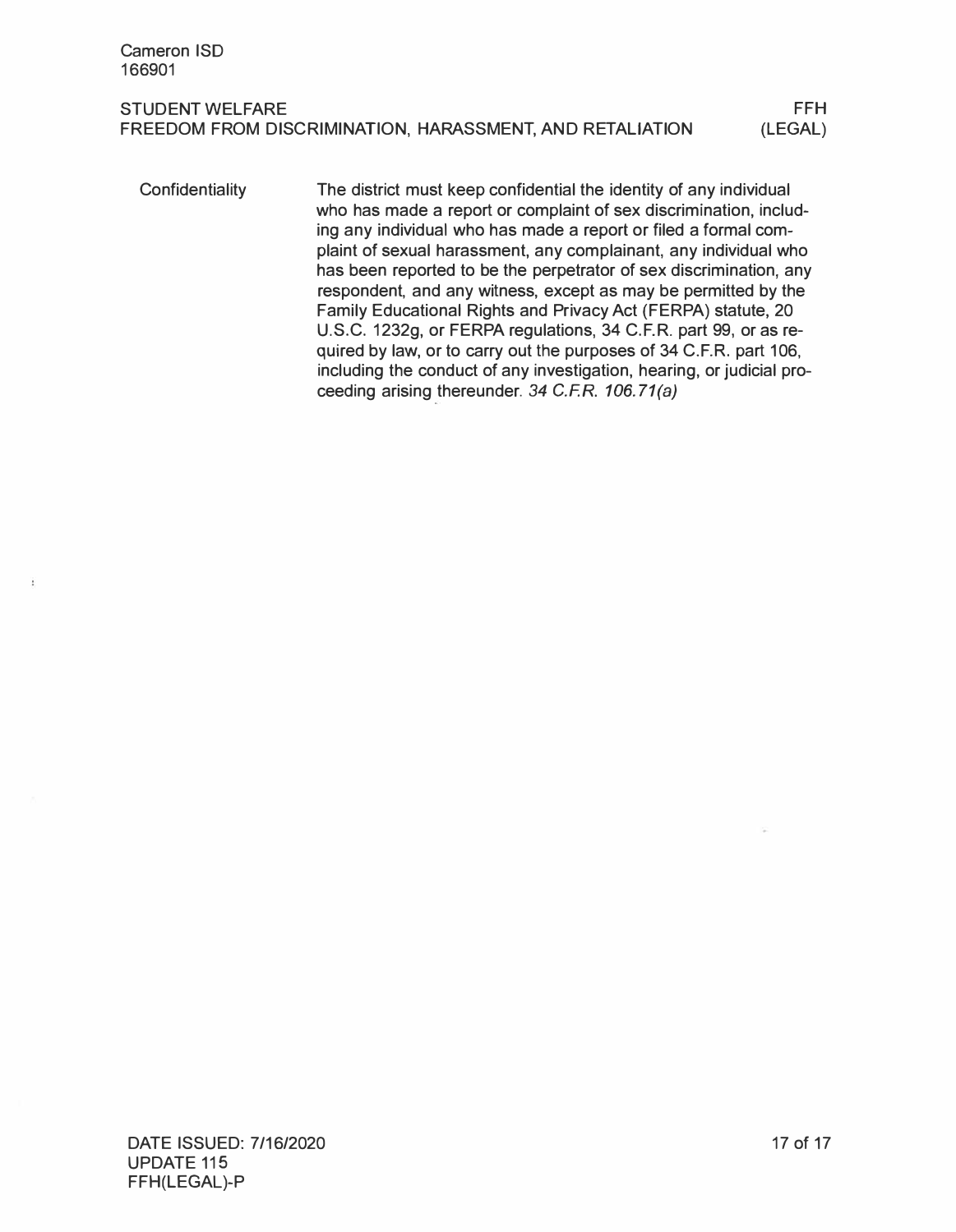### Confidentiality

The district must keep confidential the identity of any individual who has made a report or complaint of sex discrimination, including any individual who has made a report or filed a formal complaint of sexual harassment, any complainant, any individual who has been reported to be the perpetrator of sex discrimination, any respondent, and any witness, except as may be permitted by the Family Educational Rights and Privacy Act (FERPA) statute, 20 U.S.C. 1232g, or FERPA regulations, 34 C.F.R. part 99, or as required by law, or to carry out the purposes of 34 C.F.R. part 106, including the conduct of any investigation, hearing, or judicial proceeding arising thereunder. *34 C.F.R. 106.71(a)*